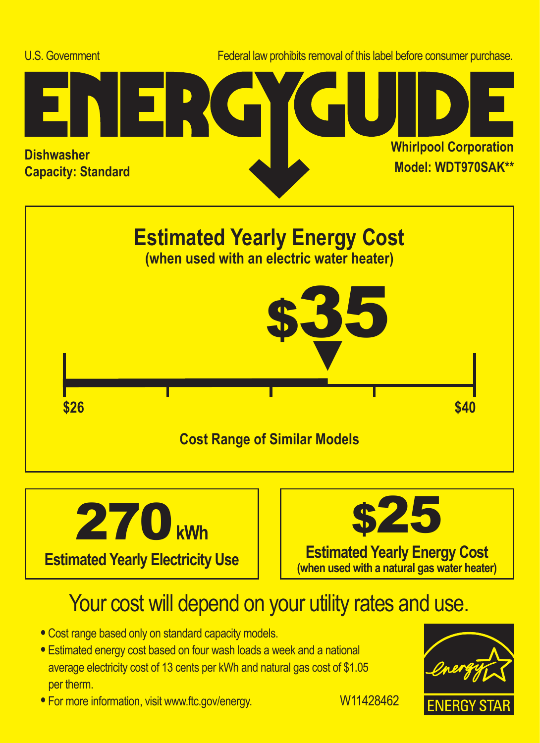U.S. Government

Federal law prohibits removal of this label before consumer purchase.

# ENERGYGUIDE

**Dishwasher**
**Capacity: Standard**

**Whirlpool Corporation**
**Model: WDT970SAK\*\***

## Estimated Yearly Energy Cost
**(when used with an electric water heater)**

# $35

**$26** — **$40**

**Cost Range of Similar Models**

# 270 kWh
**Estimated Yearly Electricity Use**

# $25
**Estimated Yearly Energy Cost**
**(when used with a natural gas water heater)**

## Your cost will depend on your utility rates and use.

- Cost range based only on standard capacity models.
- Estimated energy cost based on four wash loads a week and a national average electricity cost of 13 cents per kWh and natural gas cost of $1.05 per therm.
- For more information, visit www.ftc.gov/energy.

W11428462

ENERGY STAR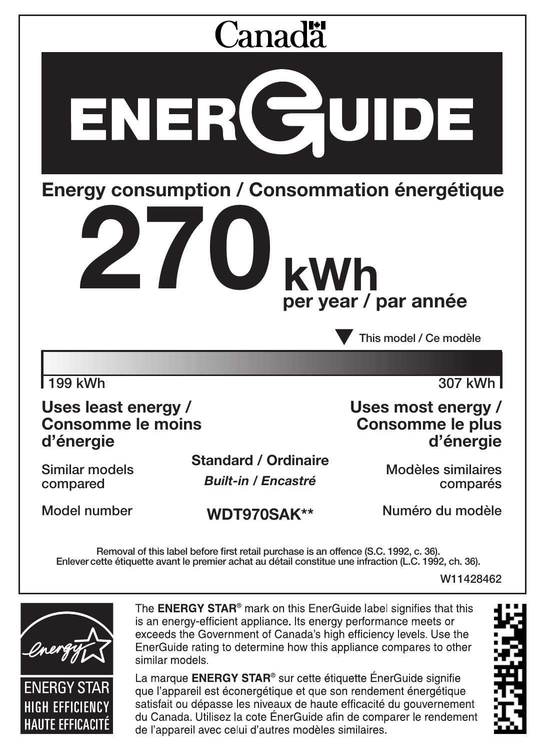Canada

# ENERGUIDE

## Energy consumption / Consommation énergétique

# 270 kWh

**per year / par année**

This model / Ce modèle

199 kWh

307 kWh

**Uses least energy / Consomme le moins d'énergie**

**Uses most energy / Consomme le plus d'énergie**

Similar models compared

**Standard / Ordinaire**

***Built-in / Encastré***

Modèles similaires comparés

Model number

**WDT970SAK****

Numéro du modèle

Removal of this label before first retail purchase is an offence (S.C. 1992, c. 36).
Enlever cette étiquette avant le premier achat au détail constitue une infraction (L.C. 1992, ch. 36).

W11428462

ENERGY STAR
HIGH EFFICIENCY
HAUTE EFFICACITÉ

The **ENERGY STAR**® mark on this EnerGuide label signifies that this is an energy-efficient appliance. Its energy performance meets or exceeds the Government of Canada's high efficiency levels. Use the EnerGuide rating to determine how this appliance compares to other similar models.

La marque **ENERGY STAR**® sur cette étiquette ÉnerGuide signifie que l'appareil est éconergétique et que son rendement énergétique satisfait ou dépasse les niveaux de haute efficacité du gouvernement du Canada. Utilisez la cote ÉnerGuide afin de comparer le rendement de l'appareil avec celui d'autres modèles similaires.